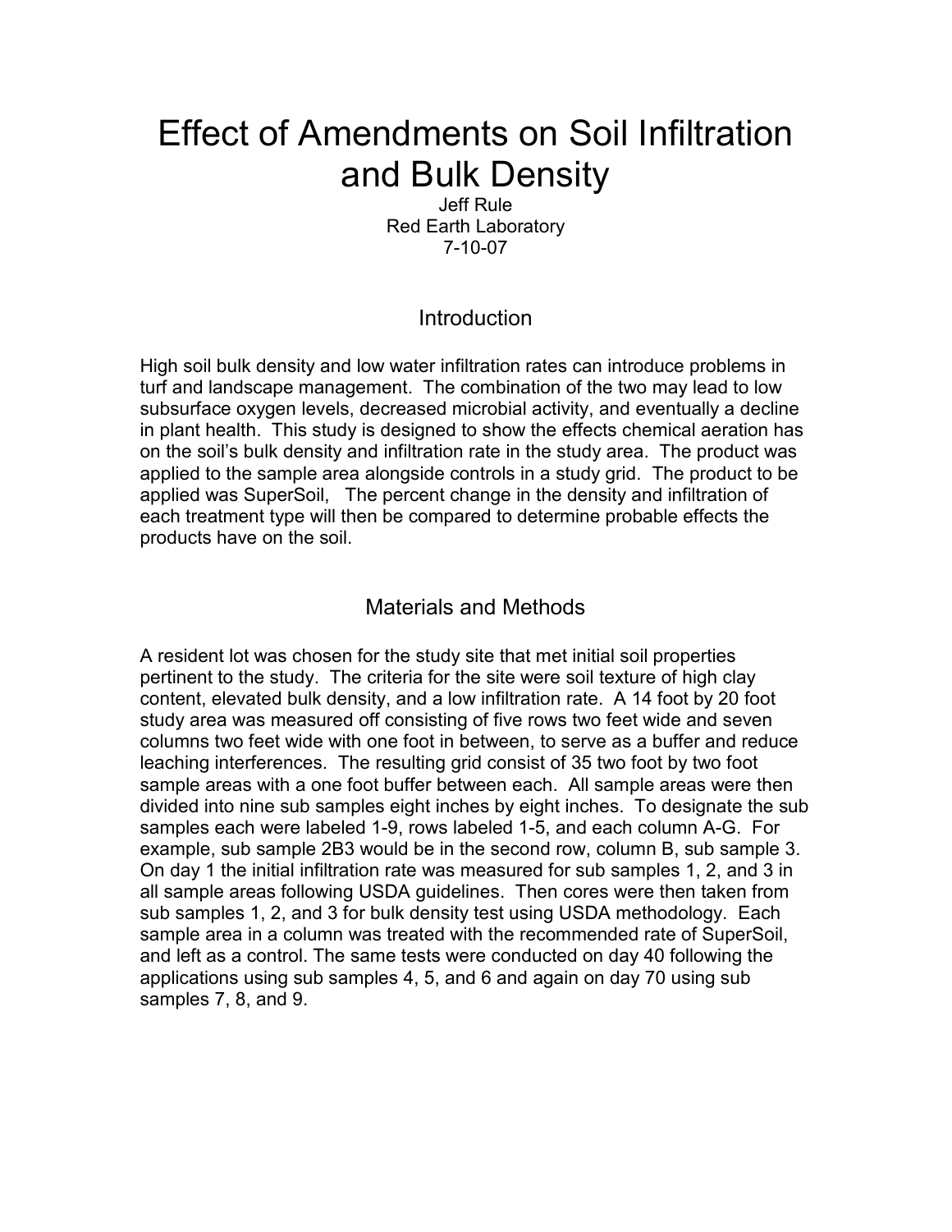# Effect of Amendments on Soil Infiltration and Bulk Density

Jeff Rule
Red Earth Laboratory
7-10-07

## Introduction

High soil bulk density and low water infiltration rates can introduce problems in turf and landscape management. The combination of the two may lead to low subsurface oxygen levels, decreased microbial activity, and eventually a decline in plant health. This study is designed to show the effects chemical aeration has on the soil's bulk density and infiltration rate in the study area. The product was applied to the sample area alongside controls in a study grid. The product to be applied was SuperSoil, The percent change in the density and infiltration of each treatment type will then be compared to determine probable effects the products have on the soil.

## Materials and Methods

A resident lot was chosen for the study site that met initial soil properties pertinent to the study. The criteria for the site were soil texture of high clay content, elevated bulk density, and a low infiltration rate. A 14 foot by 20 foot study area was measured off consisting of five rows two feet wide and seven columns two feet wide with one foot in between, to serve as a buffer and reduce leaching interferences. The resulting grid consist of 35 two foot by two foot sample areas with a one foot buffer between each. All sample areas were then divided into nine sub samples eight inches by eight inches. To designate the sub samples each were labeled 1-9, rows labeled 1-5, and each column A-G. For example, sub sample 2B3 would be in the second row, column B, sub sample 3. On day 1 the initial infiltration rate was measured for sub samples 1, 2, and 3 in all sample areas following USDA guidelines. Then cores were then taken from sub samples 1, 2, and 3 for bulk density test using USDA methodology. Each sample area in a column was treated with the recommended rate of SuperSoil, and left as a control. The same tests were conducted on day 40 following the applications using sub samples 4, 5, and 6 and again on day 70 using sub samples 7, 8, and 9.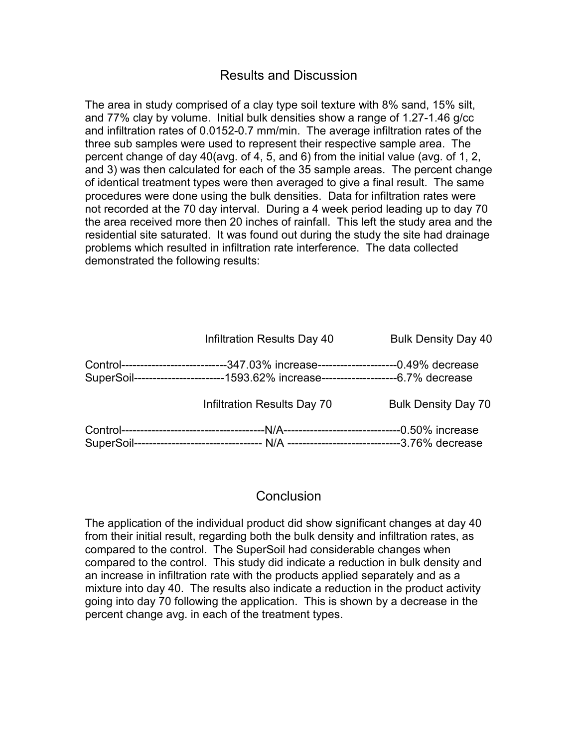## Results and Discussion

The area in study comprised of a clay type soil texture with 8% sand, 15% silt, and 77% clay by volume. Initial bulk densities show a range of 1.27-1.46 g/cc and infiltration rates of 0.0152-0.7 mm/min. The average infiltration rates of the three sub samples were used to represent their respective sample area. The percent change of day 40(avg. of 4, 5, and 6) from the initial value (avg. of 1, 2, and 3) was then calculated for each of the 35 sample areas. The percent change of identical treatment types were then averaged to give a final result. The same procedures were done using the bulk densities. Data for infiltration rates were not recorded at the 70 day interval. During a 4 week period leading up to day 70 the area received more then 20 inches of rainfall. This left the study area and the residential site saturated. It was found out during the study the site had drainage problems which resulted in infiltration rate interference. The data collected demonstrated the following results:

| | Infiltration Results Day 40 | Bulk Density Day 40 |
|---|---|---|
| Control | 347.03% increase | 0.49% decrease |
| SuperSoil | 1593.62% increase | 6.7% decrease |
| | **Infiltration Results Day 70** | **Bulk Density Day 70** |
| Control | N/A | 0.50% increase |
| SuperSoil | N/A | 3.76% decrease |

## Conclusion

The application of the individual product did show significant changes at day 40 from their initial result, regarding both the bulk density and infiltration rates, as compared to the control. The SuperSoil had considerable changes when compared to the control. This study did indicate a reduction in bulk density and an increase in infiltration rate with the products applied separately and as a mixture into day 40. The results also indicate a reduction in the product activity going into day 70 following the application. This is shown by a decrease in the percent change avg. in each of the treatment types.